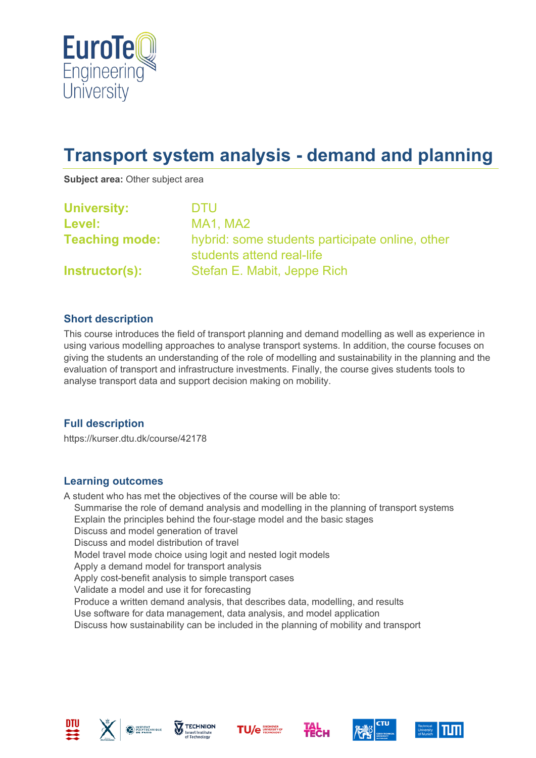# Transport system analysis - demand and planning

**Subject area:** Other subject area

**University:** DTU
**Level:** MA1, MA2
**Teaching mode:** hybrid: some students participate online, other students attend real-life
**Instructor(s):** Stefan E. Mabit, Jeppe Rich

## Short description

This course introduces the field of transport planning and demand modelling as well as experience in using various modelling approaches to analyse transport systems. In addition, the course focuses on giving the students an understanding of the role of modelling and sustainability in the planning and the evaluation of transport and infrastructure investments. Finally, the course gives students tools to analyse transport data and support decision making on mobility.

## Full description

https://kurser.dtu.dk/course/42178

## Learning outcomes

A student who has met the objectives of the course will be able to:

- Summarise the role of demand analysis and modelling in the planning of transport systems
- Explain the principles behind the four-stage model and the basic stages
- Discuss and model generation of travel
- Discuss and model distribution of travel
- Model travel mode choice using logit and nested logit models
- Apply a demand model for transport analysis
- Apply cost-benefit analysis to simple transport cases
- Validate a model and use it for forecasting
- Produce a written demand analysis, that describes data, modelling, and results
- Use software for data management, data analysis, and model application
- Discuss how sustainability can be included in the planning of mobility and transport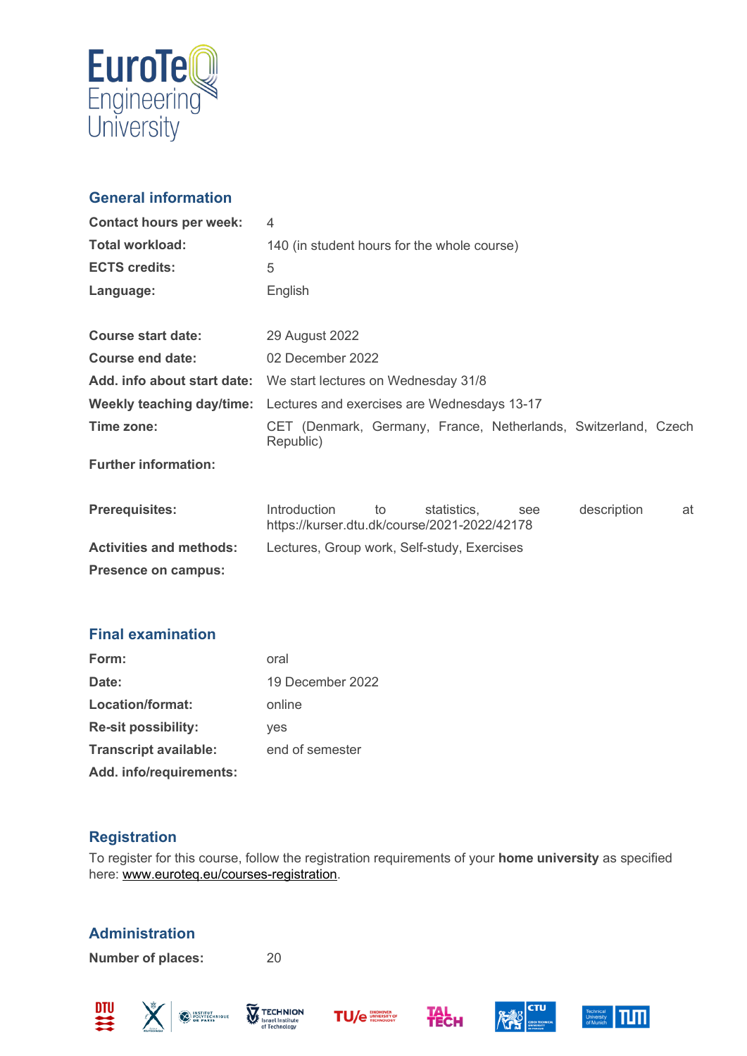## General information

| | |
|---|---|
| **Contact hours per week:** | 4 |
| **Total workload:** | 140 (in student hours for the whole course) |
| **ECTS credits:** | 5 |
| **Language:** | English |
| | |
| **Course start date:** | 29 August 2022 |
| **Course end date:** | 02 December 2022 |
| **Add. info about start date:** | We start lectures on Wednesday 31/8 |
| **Weekly teaching day/time:** | Lectures and exercises are Wednesdays 13-17 |
| **Time zone:** | CET (Denmark, Germany, France, Netherlands, Switzerland, Czech Republic) |
| **Further information:** | |
| | |
| **Prerequisites:** | Introduction to statistics, see description at https://kurser.dtu.dk/course/2021-2022/42178 |
| **Activities and methods:** | Lectures, Group work, Self-study, Exercises |
| **Presence on campus:** | |

## Final examination

| | |
|---|---|
| **Form:** | oral |
| **Date:** | 19 December 2022 |
| **Location/format:** | online |
| **Re-sit possibility:** | yes |
| **Transcript available:** | end of semester |
| **Add. info/requirements:** | |

## Registration

To register for this course, follow the registration requirements of your **home university** as specified here: www.euroteq.eu/courses-registration.

## Administration

| | |
|---|---|
| **Number of places:** | 20 |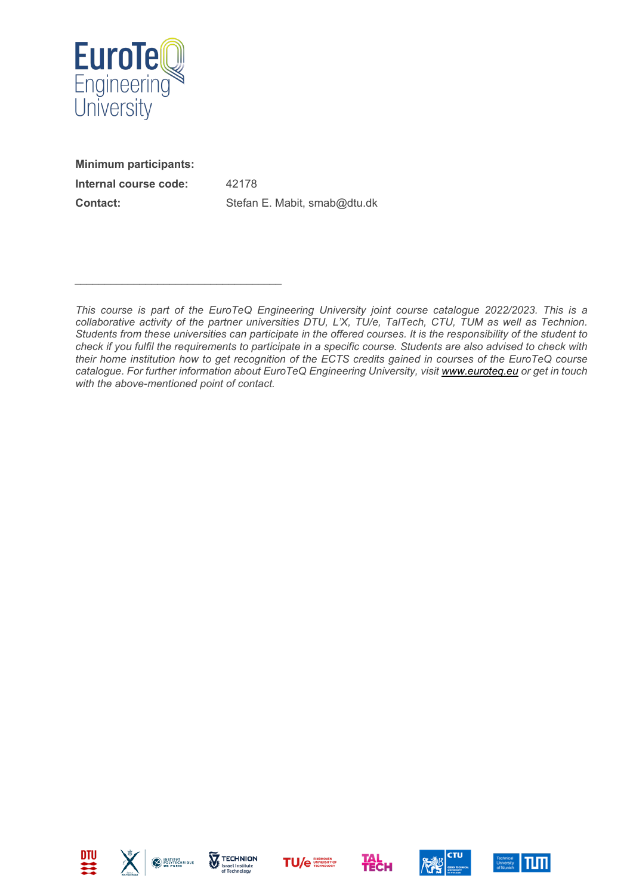| | |
|---|---|
| **Minimum participants:** | |
| **Internal course code:** | 42178 |
| **Contact:** | Stefan E. Mabit, smab@dtu.dk |

---

*This course is part of the EuroTeQ Engineering University joint course catalogue 2022/2023. This is a collaborative activity of the partner universities DTU, L'X, TU/e, TalTech, CTU, TUM as well as Technion. Students from these universities can participate in the offered courses. It is the responsibility of the student to check if you fulfil the requirements to participate in a specific course. Students are also advised to check with their home institution how to get recognition of the ECTS credits gained in courses of the EuroTeQ course catalogue. For further information about EuroTeQ Engineering University, visit www.euroteq.eu or get in touch with the above-mentioned point of contact.*